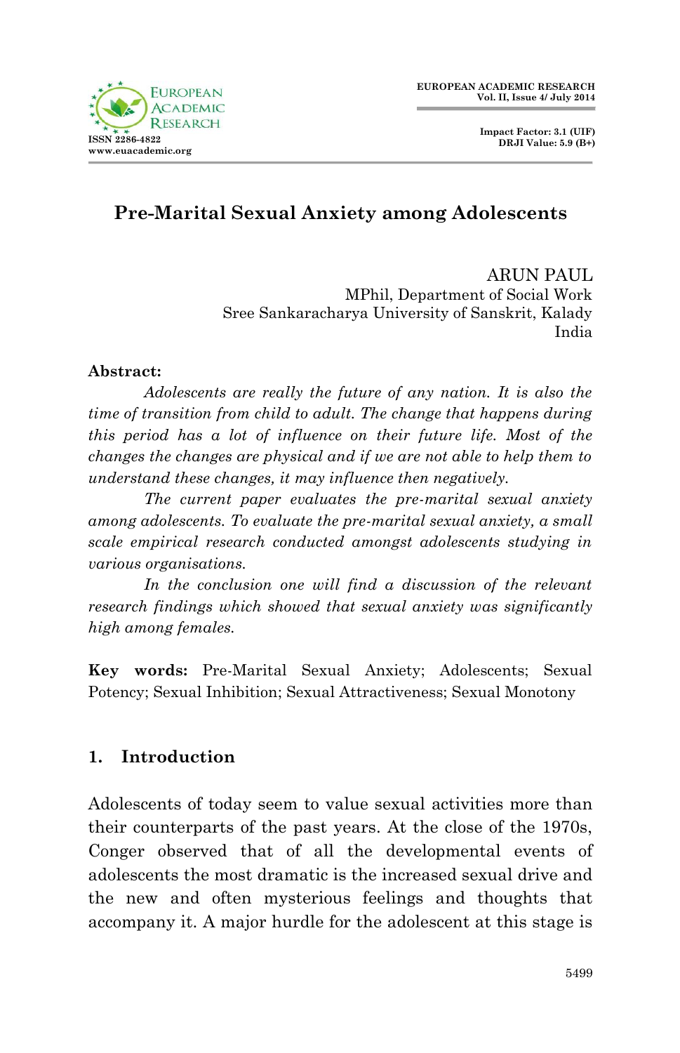# Pre-Marital Sexual Anxiety among Adolescents

ARUN PAUL
MPhil, Department of Social Work
Sree Sankaracharya University of Sanskrit, Kalady
India

**Abstract:**

*Adolescents are really the future of any nation. It is also the time of transition from child to adult. The change that happens during this period has a lot of influence on their future life. Most of the changes the changes are physical and if we are not able to help them to understand these changes, it may influence then negatively.*

*The current paper evaluates the pre-marital sexual anxiety among adolescents. To evaluate the pre-marital sexual anxiety, a small scale empirical research conducted amongst adolescents studying in various organisations.*

*In the conclusion one will find a discussion of the relevant research findings which showed that sexual anxiety was significantly high among females.*

**Key words:** Pre-Marital Sexual Anxiety; Adolescents; Sexual Potency; Sexual Inhibition; Sexual Attractiveness; Sexual Monotony

## 1. Introduction

Adolescents of today seem to value sexual activities more than their counterparts of the past years. At the close of the 1970s, Conger observed that of all the developmental events of adolescents the most dramatic is the increased sexual drive and the new and often mysterious feelings and thoughts that accompany it. A major hurdle for the adolescent at this stage is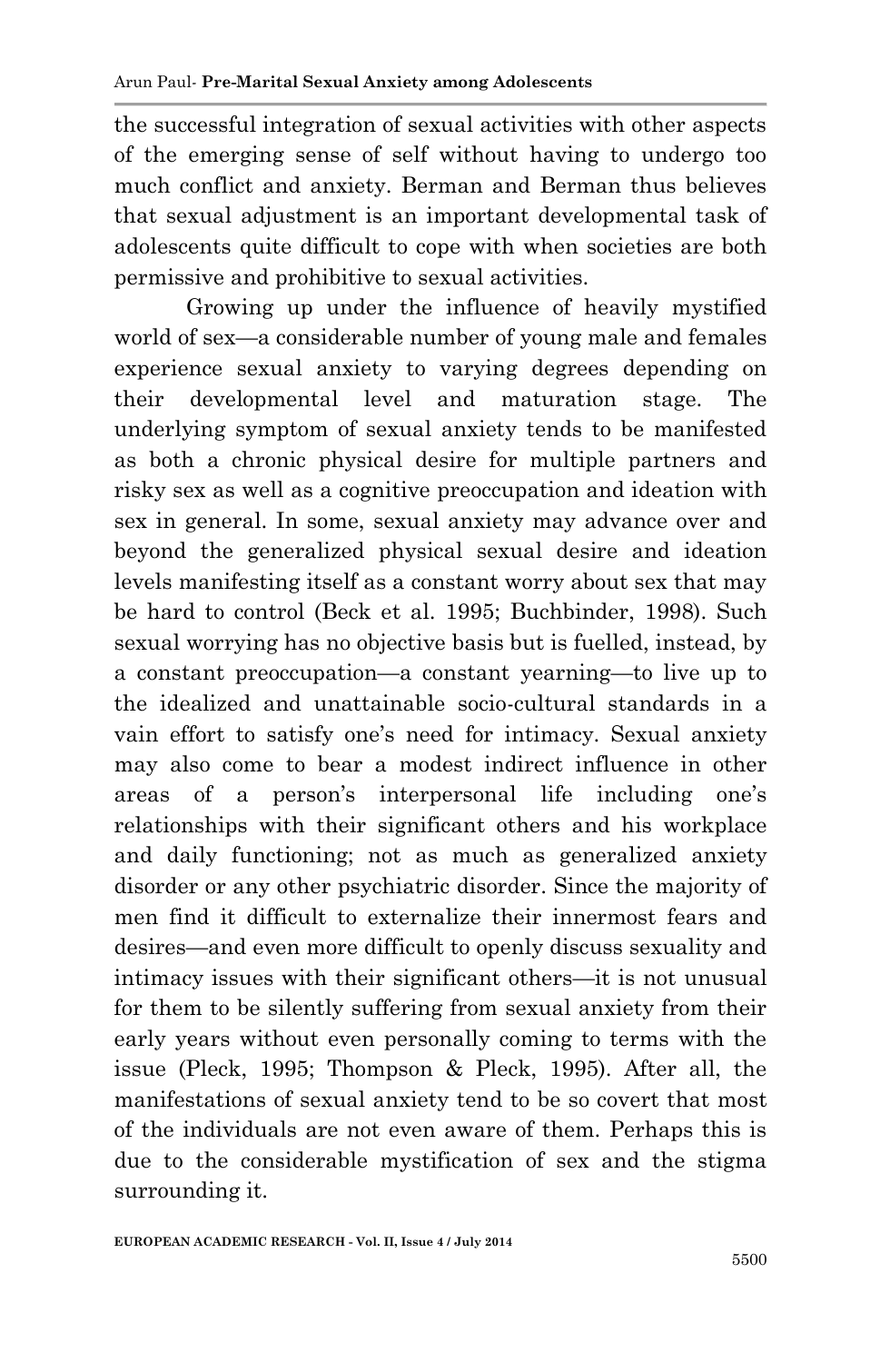the successful integration of sexual activities with other aspects of the emerging sense of self without having to undergo too much conflict and anxiety. Berman and Berman thus believes that sexual adjustment is an important developmental task of adolescents quite difficult to cope with when societies are both permissive and prohibitive to sexual activities.

Growing up under the influence of heavily mystified world of sex—a considerable number of young male and females experience sexual anxiety to varying degrees depending on their developmental level and maturation stage. The underlying symptom of sexual anxiety tends to be manifested as both a chronic physical desire for multiple partners and risky sex as well as a cognitive preoccupation and ideation with sex in general. In some, sexual anxiety may advance over and beyond the generalized physical sexual desire and ideation levels manifesting itself as a constant worry about sex that may be hard to control (Beck et al. 1995; Buchbinder, 1998). Such sexual worrying has no objective basis but is fuelled, instead, by a constant preoccupation—a constant yearning—to live up to the idealized and unattainable socio-cultural standards in a vain effort to satisfy one's need for intimacy. Sexual anxiety may also come to bear a modest indirect influence in other areas of a person's interpersonal life including one's relationships with their significant others and his workplace and daily functioning; not as much as generalized anxiety disorder or any other psychiatric disorder. Since the majority of men find it difficult to externalize their innermost fears and desires—and even more difficult to openly discuss sexuality and intimacy issues with their significant others—it is not unusual for them to be silently suffering from sexual anxiety from their early years without even personally coming to terms with the issue (Pleck, 1995; Thompson & Pleck, 1995). After all, the manifestations of sexual anxiety tend to be so covert that most of the individuals are not even aware of them. Perhaps this is due to the considerable mystification of sex and the stigma surrounding it.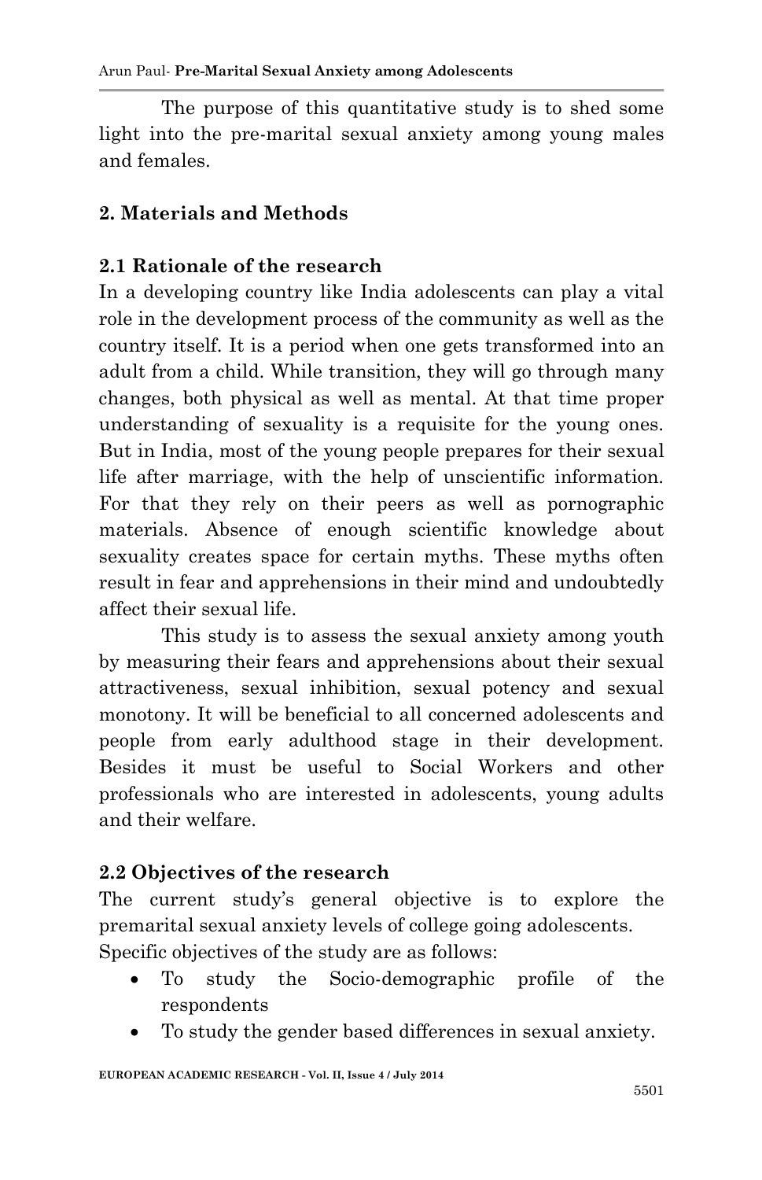The purpose of this quantitative study is to shed some light into the pre-marital sexual anxiety among young males and females.

## 2. Materials and Methods

### 2.1 Rationale of the research

In a developing country like India adolescents can play a vital role in the development process of the community as well as the country itself. It is a period when one gets transformed into an adult from a child. While transition, they will go through many changes, both physical as well as mental. At that time proper understanding of sexuality is a requisite for the young ones. But in India, most of the young people prepares for their sexual life after marriage, with the help of unscientific information. For that they rely on their peers as well as pornographic materials. Absence of enough scientific knowledge about sexuality creates space for certain myths. These myths often result in fear and apprehensions in their mind and undoubtedly affect their sexual life.

This study is to assess the sexual anxiety among youth by measuring their fears and apprehensions about their sexual attractiveness, sexual inhibition, sexual potency and sexual monotony. It will be beneficial to all concerned adolescents and people from early adulthood stage in their development. Besides it must be useful to Social Workers and other professionals who are interested in adolescents, young adults and their welfare.

### 2.2 Objectives of the research

The current study's general objective is to explore the premarital sexual anxiety levels of college going adolescents.
Specific objectives of the study are as follows:

- To study the Socio-demographic profile of the respondents
- To study the gender based differences in sexual anxiety.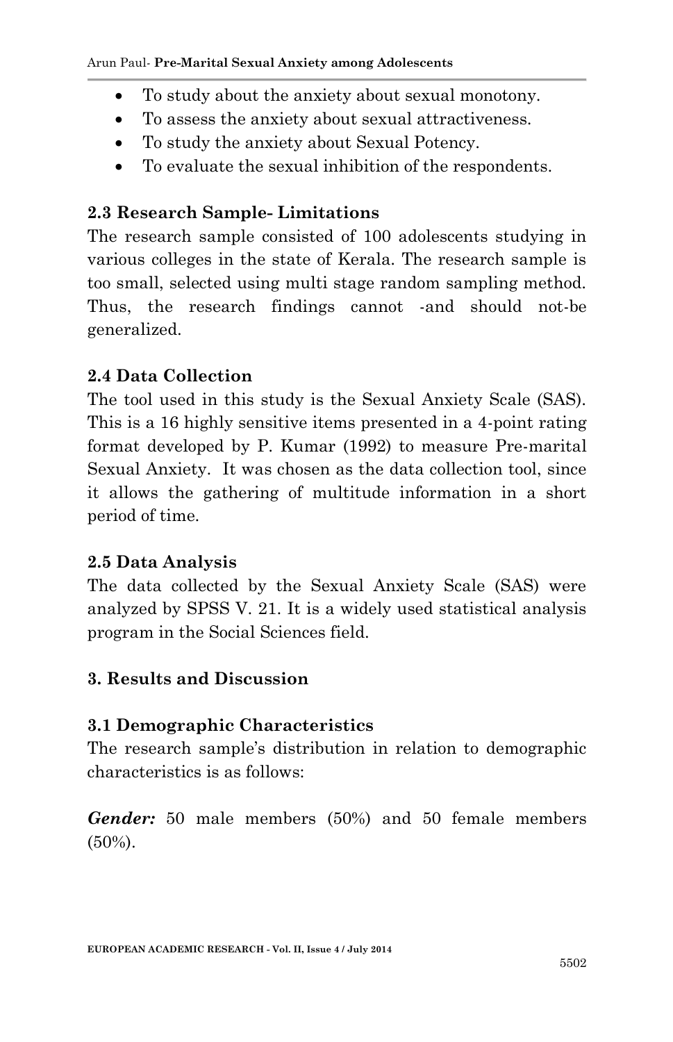- To study about the anxiety about sexual monotony.
- To assess the anxiety about sexual attractiveness.
- To study the anxiety about Sexual Potency.
- To evaluate the sexual inhibition of the respondents.

### 2.3 Research Sample- Limitations

The research sample consisted of 100 adolescents studying in various colleges in the state of Kerala. The research sample is too small, selected using multi stage random sampling method. Thus, the research findings cannot -and should not-be generalized.

### 2.4 Data Collection

The tool used in this study is the Sexual Anxiety Scale (SAS). This is a 16 highly sensitive items presented in a 4-point rating format developed by P. Kumar (1992) to measure Pre-marital Sexual Anxiety. It was chosen as the data collection tool, since it allows the gathering of multitude information in a short period of time.

### 2.5 Data Analysis

The data collected by the Sexual Anxiety Scale (SAS) were analyzed by SPSS V. 21. It is a widely used statistical analysis program in the Social Sciences field.

## 3. Results and Discussion

### 3.1 Demographic Characteristics

The research sample's distribution in relation to demographic characteristics is as follows:

***Gender:*** 50 male members (50%) and 50 female members (50%).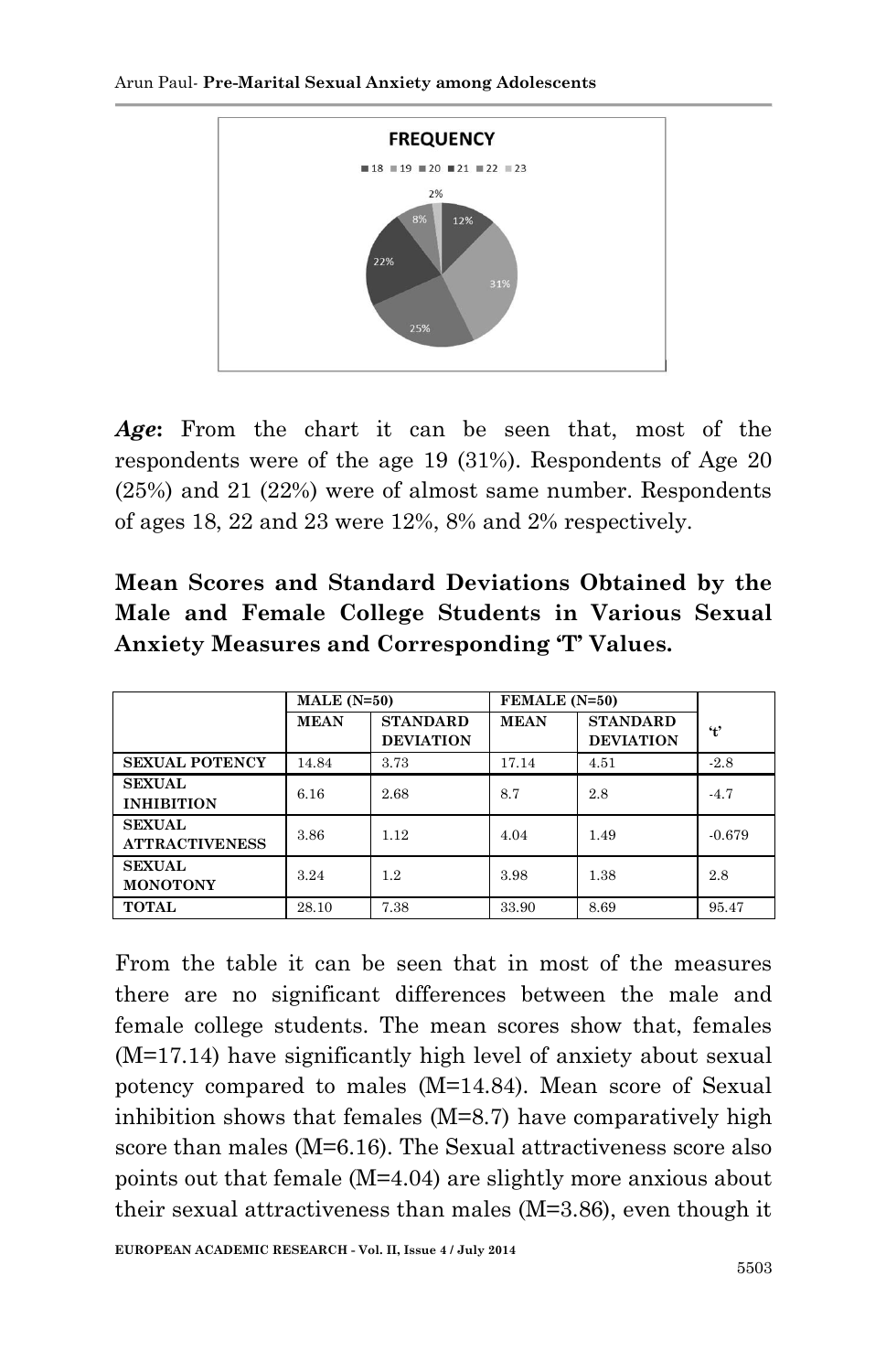**Age:** From the chart it can be seen that, most of the respondents were of the age 19 (31%). Respondents of Age 20 (25%) and 21 (22%) were of almost same number. Respondents of ages 18, 22 and 23 were 12%, 8% and 2% respectively.

**Mean Scores and Standard Deviations Obtained by the Male and Female College Students in Various Sexual Anxiety Measures and Corresponding 'T' Values.**

| | MALE (N=50) | | FEMALE (N=50) | | 't' |
|---|---|---|---|---|---|
| | MEAN | STANDARD DEVIATION | MEAN | STANDARD DEVIATION | |
| SEXUAL POTENCY | 14.84 | 3.73 | 17.14 | 4.51 | -2.8 |
| SEXUAL INHIBITION | 6.16 | 2.68 | 8.7 | 2.8 | -4.7 |
| SEXUAL ATTRACTIVENESS | 3.86 | 1.12 | 4.04 | 1.49 | -0.679 |
| SEXUAL MONOTONY | 3.24 | 1.2 | 3.98 | 1.38 | 2.8 |
| TOTAL | 28.10 | 7.38 | 33.90 | 8.69 | 95.47 |

From the table it can be seen that in most of the measures there are no significant differences between the male and female college students. The mean scores show that, females (M=17.14) have significantly high level of anxiety about sexual potency compared to males (M=14.84). Mean score of Sexual inhibition shows that females (M=8.7) have comparatively high score than males (M=6.16). The Sexual attractiveness score also points out that female (M=4.04) are slightly more anxious about their sexual attractiveness than males (M=3.86), even though it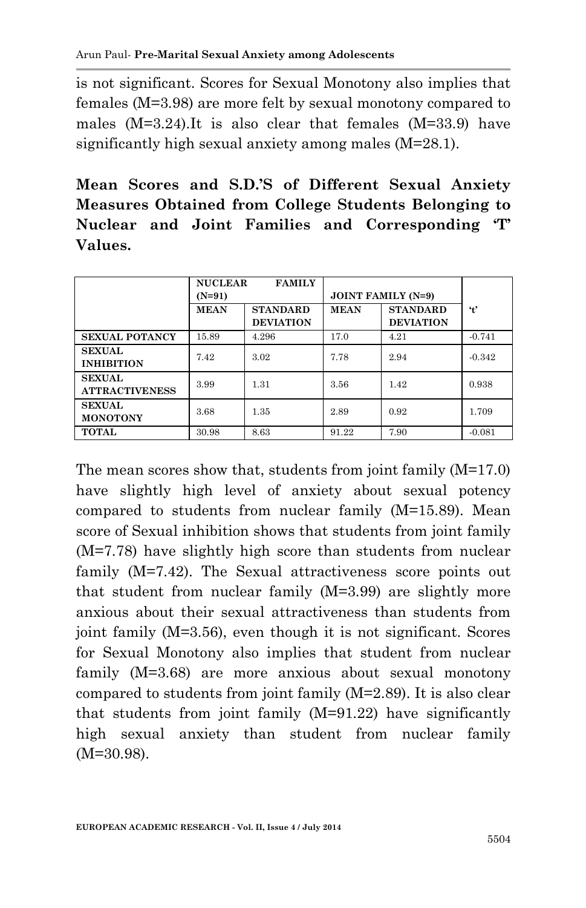is not significant. Scores for Sexual Monotony also implies that females (M=3.98) are more felt by sexual monotony compared to males (M=3.24).It is also clear that females (M=33.9) have significantly high sexual anxiety among males (M=28.1).

**Mean Scores and S.D.'S of Different Sexual Anxiety Measures Obtained from College Students Belonging to Nuclear and Joint Families and Corresponding 'T' Values.**

| | NUCLEAR FAMILY (N=91) | | JOINT FAMILY (N=9) | | |
|---|---|---|---|---|---|
| | MEAN | STANDARD DEVIATION | MEAN | STANDARD DEVIATION | 't' |
| SEXUAL POTANCY | 15.89 | 4.296 | 17.0 | 4.21 | -0.741 |
| SEXUAL INHIBITION | 7.42 | 3.02 | 7.78 | 2.94 | -0.342 |
| SEXUAL ATTRACTIVENESS | 3.99 | 1.31 | 3.56 | 1.42 | 0.938 |
| SEXUAL MONOTONY | 3.68 | 1.35 | 2.89 | 0.92 | 1.709 |
| TOTAL | 30.98 | 8.63 | 91.22 | 7.90 | -0.081 |

The mean scores show that, students from joint family (M=17.0) have slightly high level of anxiety about sexual potency compared to students from nuclear family (M=15.89). Mean score of Sexual inhibition shows that students from joint family (M=7.78) have slightly high score than students from nuclear family (M=7.42). The Sexual attractiveness score points out that student from nuclear family (M=3.99) are slightly more anxious about their sexual attractiveness than students from joint family (M=3.56), even though it is not significant. Scores for Sexual Monotony also implies that student from nuclear family (M=3.68) are more anxious about sexual monotony compared to students from joint family (M=2.89). It is also clear that students from joint family (M=91.22) have significantly high sexual anxiety than student from nuclear family (M=30.98).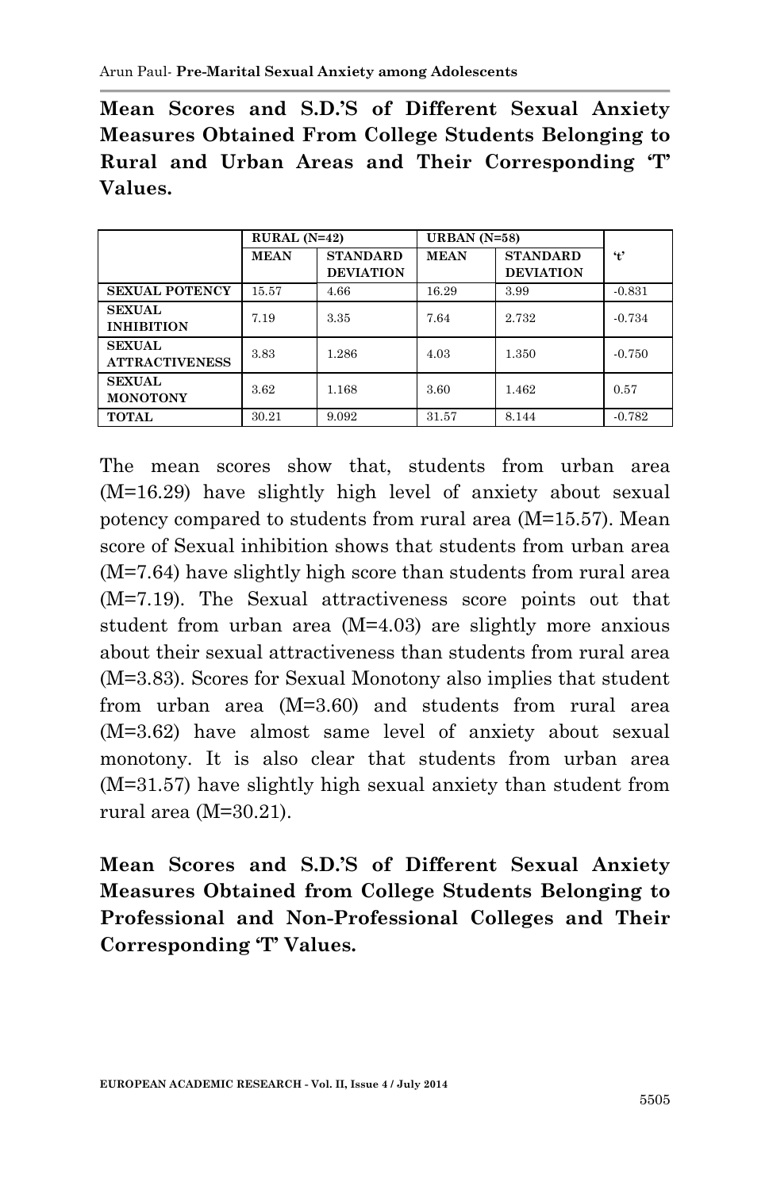**Mean Scores and S.D.'S of Different Sexual Anxiety Measures Obtained From College Students Belonging to Rural and Urban Areas and Their Corresponding 'T' Values.**

| | RURAL (N=42) | | URBAN (N=58) | | 't' |
|---|---|---|---|---|---|
| | MEAN | STANDARD DEVIATION | MEAN | STANDARD DEVIATION | |
| SEXUAL POTENCY | 15.57 | 4.66 | 16.29 | 3.99 | -0.831 |
| SEXUAL INHIBITION | 7.19 | 3.35 | 7.64 | 2.732 | -0.734 |
| SEXUAL ATTRACTIVENESS | 3.83 | 1.286 | 4.03 | 1.350 | -0.750 |
| SEXUAL MONOTONY | 3.62 | 1.168 | 3.60 | 1.462 | 0.57 |
| TOTAL | 30.21 | 9.092 | 31.57 | 8.144 | -0.782 |

The mean scores show that, students from urban area (M=16.29) have slightly high level of anxiety about sexual potency compared to students from rural area (M=15.57). Mean score of Sexual inhibition shows that students from urban area (M=7.64) have slightly high score than students from rural area (M=7.19). The Sexual attractiveness score points out that student from urban area (M=4.03) are slightly more anxious about their sexual attractiveness than students from rural area (M=3.83). Scores for Sexual Monotony also implies that student from urban area (M=3.60) and students from rural area (M=3.62) have almost same level of anxiety about sexual monotony. It is also clear that students from urban area (M=31.57) have slightly high sexual anxiety than student from rural area (M=30.21).

**Mean Scores and S.D.'S of Different Sexual Anxiety Measures Obtained from College Students Belonging to Professional and Non-Professional Colleges and Their Corresponding 'T' Values.**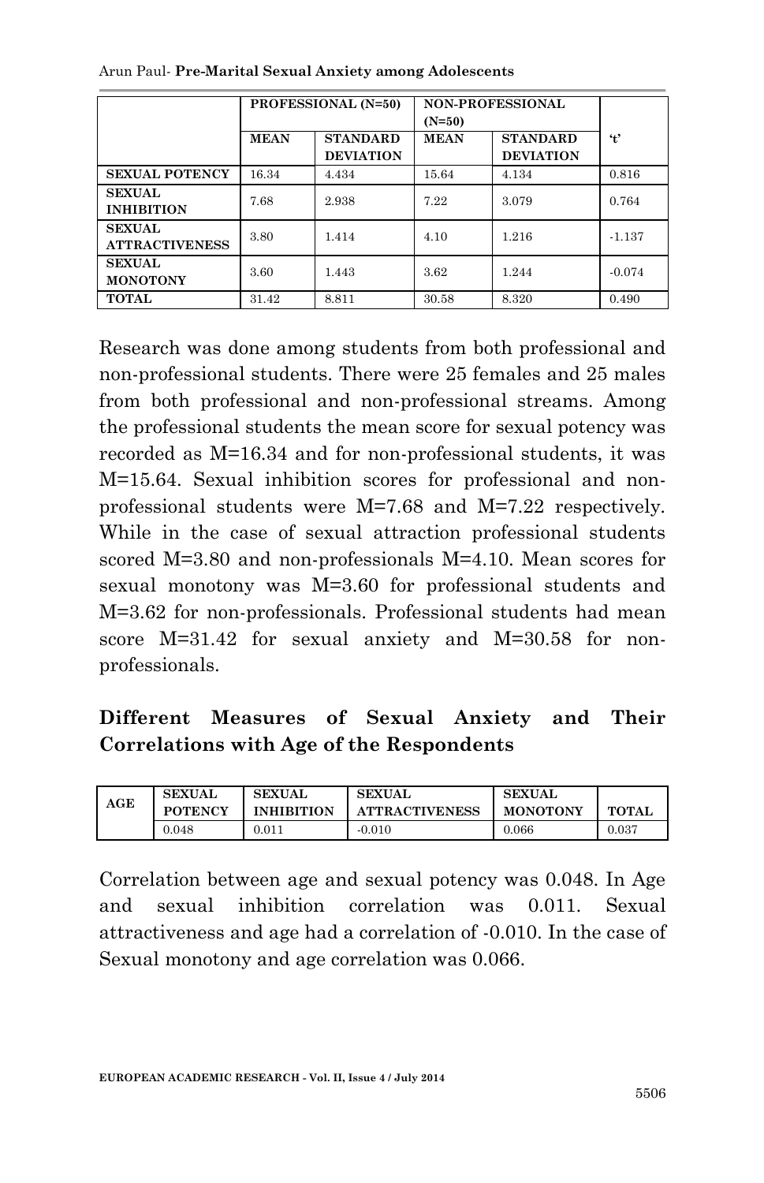| | PROFESSIONAL (N=50) | | NON-PROFESSIONAL (N=50) | | |
|---|---|---|---|---|---|
| | MEAN | STANDARD DEVIATION | MEAN | STANDARD DEVIATION | 't' |
| SEXUAL POTENCY | 16.34 | 4.434 | 15.64 | 4.134 | 0.816 |
| SEXUAL INHIBITION | 7.68 | 2.938 | 7.22 | 3.079 | 0.764 |
| SEXUAL ATTRACTIVENESS | 3.80 | 1.414 | 4.10 | 1.216 | -1.137 |
| SEXUAL MONOTONY | 3.60 | 1.443 | 3.62 | 1.244 | -0.074 |
| TOTAL | 31.42 | 8.811 | 30.58 | 8.320 | 0.490 |

Research was done among students from both professional and non-professional students. There were 25 females and 25 males from both professional and non-professional streams. Among the professional students the mean score for sexual potency was recorded as M=16.34 and for non-professional students, it was M=15.64. Sexual inhibition scores for professional and non-professional students were M=7.68 and M=7.22 respectively. While in the case of sexual attraction professional students scored M=3.80 and non-professionals M=4.10. Mean scores for sexual monotony was M=3.60 for professional students and M=3.62 for non-professionals. Professional students had mean score M=31.42 for sexual anxiety and M=30.58 for non-professionals.

## Different Measures of Sexual Anxiety and Their Correlations with Age of the Respondents

| AGE | SEXUAL POTENCY | SEXUAL INHIBITION | SEXUAL ATTRACTIVENESS | SEXUAL MONOTONY | TOTAL |
|---|---|---|---|---|---|
| | 0.048 | 0.011 | -0.010 | 0.066 | 0.037 |

Correlation between age and sexual potency was 0.048. In Age and sexual inhibition correlation was 0.011. Sexual attractiveness and age had a correlation of -0.010. In the case of Sexual monotony and age correlation was 0.066.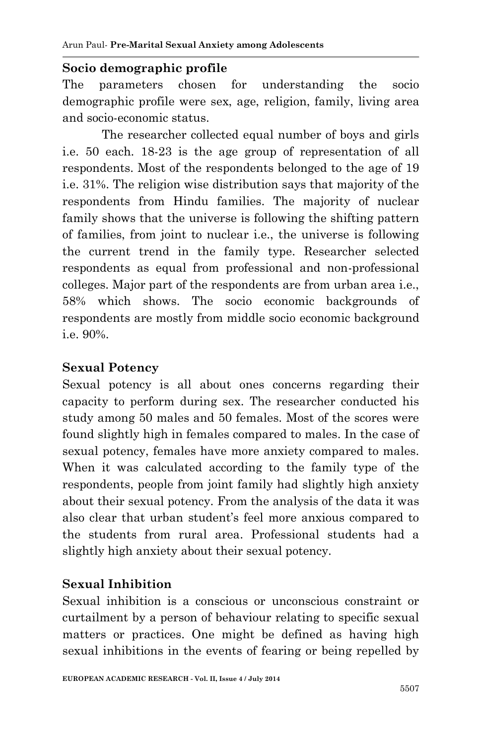## Socio demographic profile

The parameters chosen for understanding the socio demographic profile were sex, age, religion, family, living area and socio-economic status.

The researcher collected equal number of boys and girls i.e. 50 each. 18-23 is the age group of representation of all respondents. Most of the respondents belonged to the age of 19 i.e. 31%. The religion wise distribution says that majority of the respondents from Hindu families. The majority of nuclear family shows that the universe is following the shifting pattern of families, from joint to nuclear i.e., the universe is following the current trend in the family type. Researcher selected respondents as equal from professional and non-professional colleges. Major part of the respondents are from urban area i.e., 58% which shows. The socio economic backgrounds of respondents are mostly from middle socio economic background i.e. 90%.

## Sexual Potency

Sexual potency is all about ones concerns regarding their capacity to perform during sex. The researcher conducted his study among 50 males and 50 females. Most of the scores were found slightly high in females compared to males. In the case of sexual potency, females have more anxiety compared to males. When it was calculated according to the family type of the respondents, people from joint family had slightly high anxiety about their sexual potency. From the analysis of the data it was also clear that urban student's feel more anxious compared to the students from rural area. Professional students had a slightly high anxiety about their sexual potency.

## Sexual Inhibition

Sexual inhibition is a conscious or unconscious constraint or curtailment by a person of behaviour relating to specific sexual matters or practices. One might be defined as having high sexual inhibitions in the events of fearing or being repelled by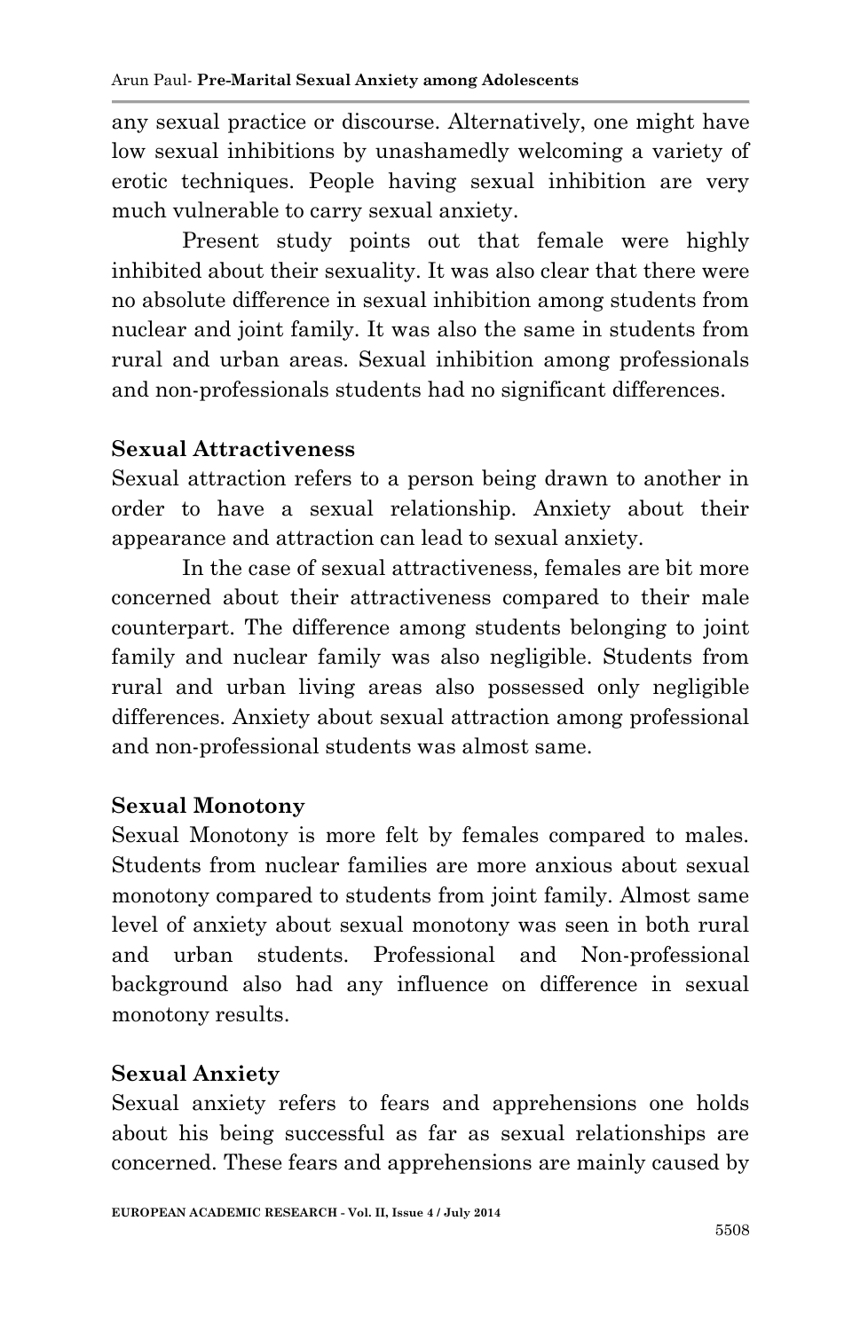any sexual practice or discourse. Alternatively, one might have low sexual inhibitions by unashamedly welcoming a variety of erotic techniques. People having sexual inhibition are very much vulnerable to carry sexual anxiety.

Present study points out that female were highly inhibited about their sexuality. It was also clear that there were no absolute difference in sexual inhibition among students from nuclear and joint family. It was also the same in students from rural and urban areas. Sexual inhibition among professionals and non-professionals students had no significant differences.

**Sexual Attractiveness**

Sexual attraction refers to a person being drawn to another in order to have a sexual relationship. Anxiety about their appearance and attraction can lead to sexual anxiety.

In the case of sexual attractiveness, females are bit more concerned about their attractiveness compared to their male counterpart. The difference among students belonging to joint family and nuclear family was also negligible. Students from rural and urban living areas also possessed only negligible differences. Anxiety about sexual attraction among professional and non-professional students was almost same.

**Sexual Monotony**

Sexual Monotony is more felt by females compared to males. Students from nuclear families are more anxious about sexual monotony compared to students from joint family. Almost same level of anxiety about sexual monotony was seen in both rural and urban students. Professional and Non-professional background also had any influence on difference in sexual monotony results.

**Sexual Anxiety**

Sexual anxiety refers to fears and apprehensions one holds about his being successful as far as sexual relationships are concerned. These fears and apprehensions are mainly caused by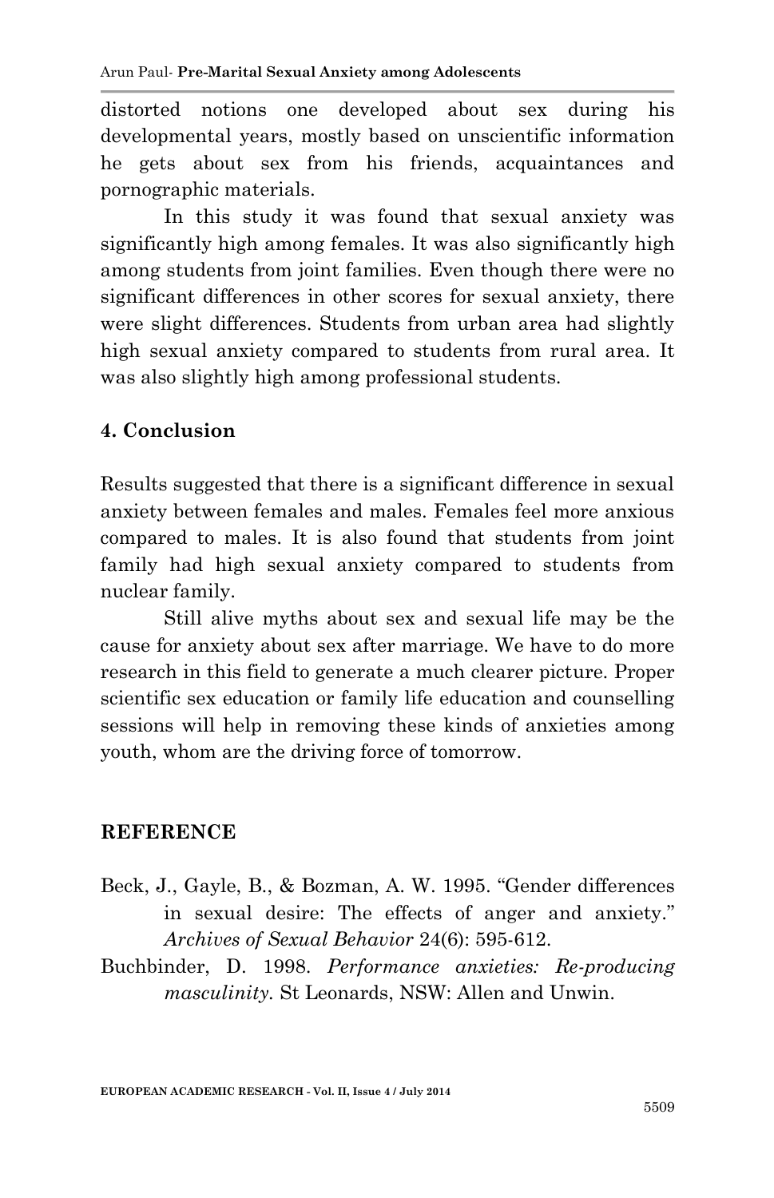distorted notions one developed about sex during his developmental years, mostly based on unscientific information he gets about sex from his friends, acquaintances and pornographic materials.

In this study it was found that sexual anxiety was significantly high among females. It was also significantly high among students from joint families. Even though there were no significant differences in other scores for sexual anxiety, there were slight differences. Students from urban area had slightly high sexual anxiety compared to students from rural area. It was also slightly high among professional students.

## 4. Conclusion

Results suggested that there is a significant difference in sexual anxiety between females and males. Females feel more anxious compared to males. It is also found that students from joint family had high sexual anxiety compared to students from nuclear family.

Still alive myths about sex and sexual life may be the cause for anxiety about sex after marriage. We have to do more research in this field to generate a much clearer picture. Proper scientific sex education or family life education and counselling sessions will help in removing these kinds of anxieties among youth, whom are the driving force of tomorrow.

## REFERENCE

Beck, J., Gayle, B., & Bozman, A. W. 1995. "Gender differences in sexual desire: The effects of anger and anxiety." *Archives of Sexual Behavior* 24(6): 595-612.

Buchbinder, D. 1998. *Performance anxieties: Re-producing masculinity.* St Leonards, NSW: Allen and Unwin.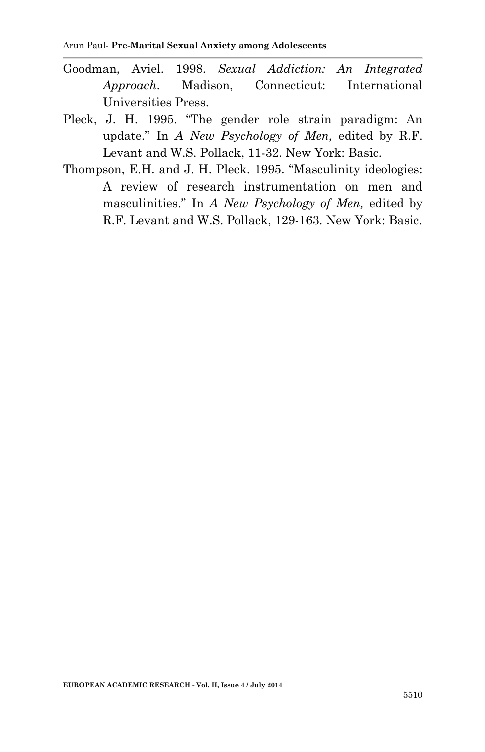Goodman, Aviel. 1998. *Sexual Addiction: An Integrated Approach*. Madison, Connecticut: International Universities Press.

Pleck, J. H. 1995. "The gender role strain paradigm: An update." In *A New Psychology of Men,* edited by R.F. Levant and W.S. Pollack, 11-32. New York: Basic.

Thompson, E.H. and J. H. Pleck. 1995. "Masculinity ideologies: A review of research instrumentation on men and masculinities." In *A New Psychology of Men,* edited by R.F. Levant and W.S. Pollack, 129-163. New York: Basic.